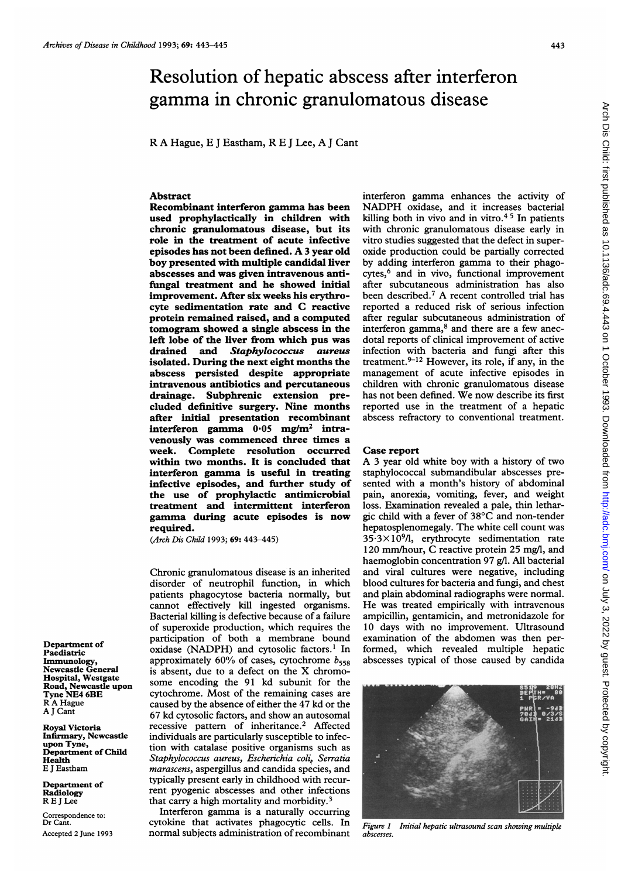# Resolution of hepatic abscess after interferon gamma in chronic granulomatous disease

R A Hague, E J Eastham, R E J Lee, A J Cant

## Abstract

**Recombinant interferon gamma has been used prophylactically in children with chronic granulomatous disease, but its role in the treatment of acute infective episodes has not been defined. A 3 year old boy presented with multiple candidal liver abscesses and was given intravenous antifungal treatment and he showed initial improvement. After six weeks his erythrocyte sedimentation rate and C reactive protein remained raised, and a computed tomogram showed a single abscess in the left lobe of the liver from which pus was drained and *Staphylococcus aureus* isolated. During the next eight months the abscess persisted despite appropriate intravenous antibiotics and percutaneous drainage. Subphrenic extension precluded definitive surgery. Nine months after initial presentation recombinant interferon gamma 0·05 mg/m² intravenously was commenced three times a week. Complete resolution occurred within two months. It is concluded that interferon gamma is useful in treating infective episodes, and further study of the use of prophylactic antimicrobial treatment and intermittent interferon gamma during acute episodes is now required.**

(*Arch Dis Child* 1993; **69:** 443–445)

Chronic granulomatous disease is an inherited disorder of neutrophil function, in which patients phagocytose bacteria normally, but cannot effectively kill ingested organisms. Bacterial killing is defective because of a failure of superoxide production, which requires the participation of both a membrane bound oxidase (NADPH) and cytosolic factors.[1] In approximately 60% of cases, cytochrome $b_{558}$ is absent, due to a defect on the X chromosome encoding the 91 kd subunit for the cytochrome. Most of the remaining cases are caused by the absence of either the 47 kd or the 67 kd cytosolic factors, and show an autosomal recessive pattern of inheritance.[2] Affected individuals are particularly susceptible to infection with catalase positive organisms such as *Staphylococcus aureus*, *Escherichia coli*, *Serratia marascens*, aspergillus and candida species, and typically present early in childhood with recurrent pyogenic abscesses and other infections that carry a high mortality and morbidity.[3]

Interferon gamma is a naturally occurring cytokine that activates phagocytic cells. In normal subjects administration of recombinant interferon gamma enhances the activity of NADPH oxidase, and it increases bacterial killing both in vivo and in vitro.[4 5] In patients with chronic granulomatous disease early in vitro studies suggested that the defect in superoxide production could be partially corrected by adding interferon gamma to their phagocytes,[6] and in vivo, functional improvement after subcutaneous administration has also been described.[7] A recent controlled trial has reported a reduced risk of serious infection after regular subcutaneous administration of interferon gamma,[8] and there are a few anecdotal reports of clinical improvement of active infection with bacteria and fungi after this treatment.[9–12] However, its role, if any, in the management of acute infective episodes in children with chronic granulomatous disease has not been defined. We now describe its first reported use in the treatment of a hepatic abscess refractory to conventional treatment.

## Case report

A 3 year old white boy with a history of two staphylococcal submandibular abscesses presented with a month's history of abdominal pain, anorexia, vomiting, fever, and weight loss. Examination revealed a pale, thin lethargic child with a fever of 38°C and non-tender hepatosplenomegaly. The white cell count was $35{\cdot}3\times10^9$/l, erythrocyte sedimentation rate 120 mm/hour, C reactive protein 25 mg/l, and haemoglobin concentration 97 g/l. All bacterial and viral cultures were negative, including blood cultures for bacteria and fungi, and chest and plain abdominal radiographs were normal. He was treated empirically with intravenous ampicillin, gentamicin, and metronidazole for 10 days with no improvement. Ultrasound examination of the abdomen was then performed, which revealed multiple hepatic abscesses typical of those caused by candida

*Figure 1 Initial hepatic ultrasound scan showing multiple abscesses.*

Department of Paediatric Immunology, Newcastle General Hospital, Westgate Road, Newcastle upon Tyne NE4 6BE
R A Hague
A J Cant

Royal Victoria Infirmary, Newcastle upon Tyne, Department of Child Health
E J Eastham

Department of Radiology
R E J Lee

Correspondence to: Dr Cant.

Accepted 2 June 1993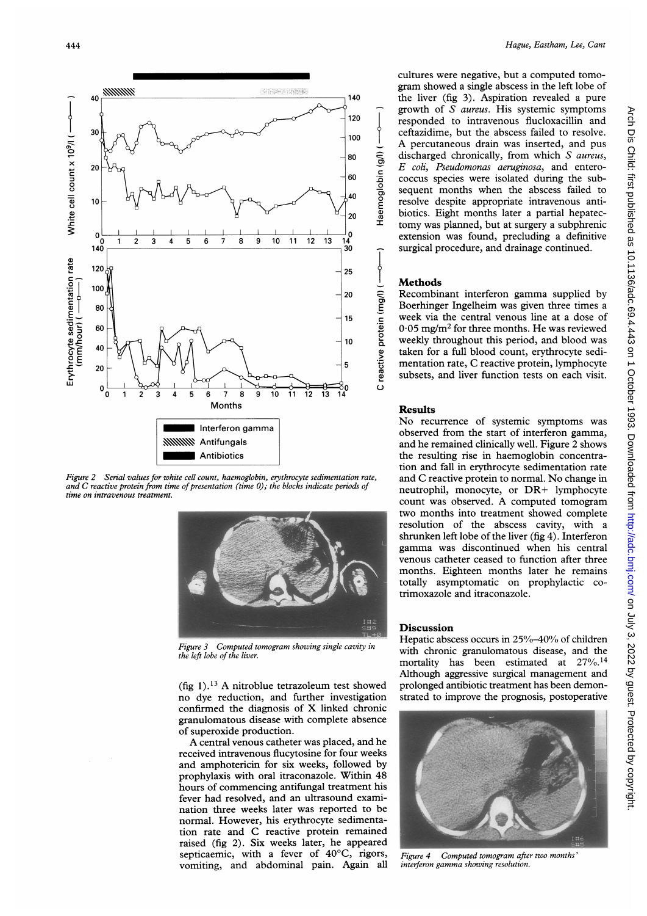Figure 2 Serial values for white cell count, haemoglobin, erythrocyte sedimentation rate, and C reactive protein from time of presentation (time 0); the blocks indicate periods of time on intravenous treatment.

Figure 3 Computed tomogram showing single cavity in the left lobe of the liver.

(fig 1).[13] A nitroblue tetrazoleum test showed no dye reduction, and further investigation confirmed the diagnosis of X linked chronic granulomatous disease with complete absence of superoxide production.

A central venous catheter was placed, and he received intravenous flucytosine for four weeks and amphotericin for six weeks, followed by prophylaxis with oral itraconazole. Within 48 hours of commencing antifungal treatment his fever had resolved, and an ultrasound examination three weeks later was reported to be normal. However, his erythrocyte sedimentation rate and C reactive protein remained raised (fig 2). Six weeks later, he appeared septicaemic, with a fever of 40°C, rigors, vomiting, and abdominal pain. Again all cultures were negative, but a computed tomogram showed a single abscess in the left lobe of the liver (fig 3). Aspiration revealed a pure growth of *S aureus*. His systemic symptoms responded to intravenous flucloxacillin and ceftazidime, but the abscess failed to resolve. A percutaneous drain was inserted, and pus discharged chronically, from which *S aureus*, *E coli*, *Pseudomonas aeruginosa*, and enterococcus species were isolated during the subsequent months when the abscess failed to resolve despite appropriate intravenous antibiotics. Eight months later a partial hepatectomy was planned, but at surgery a subphrenic extension was found, precluding a definitive surgical procedure, and drainage continued.

## Methods

Recombinant interferon gamma supplied by Boerhinger Ingelheim was given three times a week via the central venous line at a dose of 0·05 mg/m$^2$ for three months. He was reviewed weekly throughout this period, and blood was taken for a full blood count, erythrocyte sedimentation rate, C reactive protein, lymphocyte subsets, and liver function tests on each visit.

## Results

No recurrence of systemic symptoms was observed from the start of interferon gamma, and he remained clinically well. Figure 2 shows the resulting rise in haemoglobin concentration and fall in erythrocyte sedimentation rate and C reactive protein to normal. No change in neutrophil, monocyte, or DR+ lymphocyte count was observed. A computed tomogram two months into treatment showed complete resolution of the abscess cavity, with a shrunken left lobe of the liver (fig 4). Interferon gamma was discontinued when his central venous catheter ceased to function after three months. Eighteen months later he remains totally asymptomatic on prophylactic co-trimoxazole and itraconazole.

## Discussion

Hepatic abscess occurs in 25%–40% of children with chronic granulomatous disease, and the mortality has been estimated at 27%.[14] Although aggressive surgical management and prolonged antibiotic treatment has been demonstrated to improve the prognosis, postoperative

Figure 4 Computed tomogram after two months' interferon gamma showing resolution.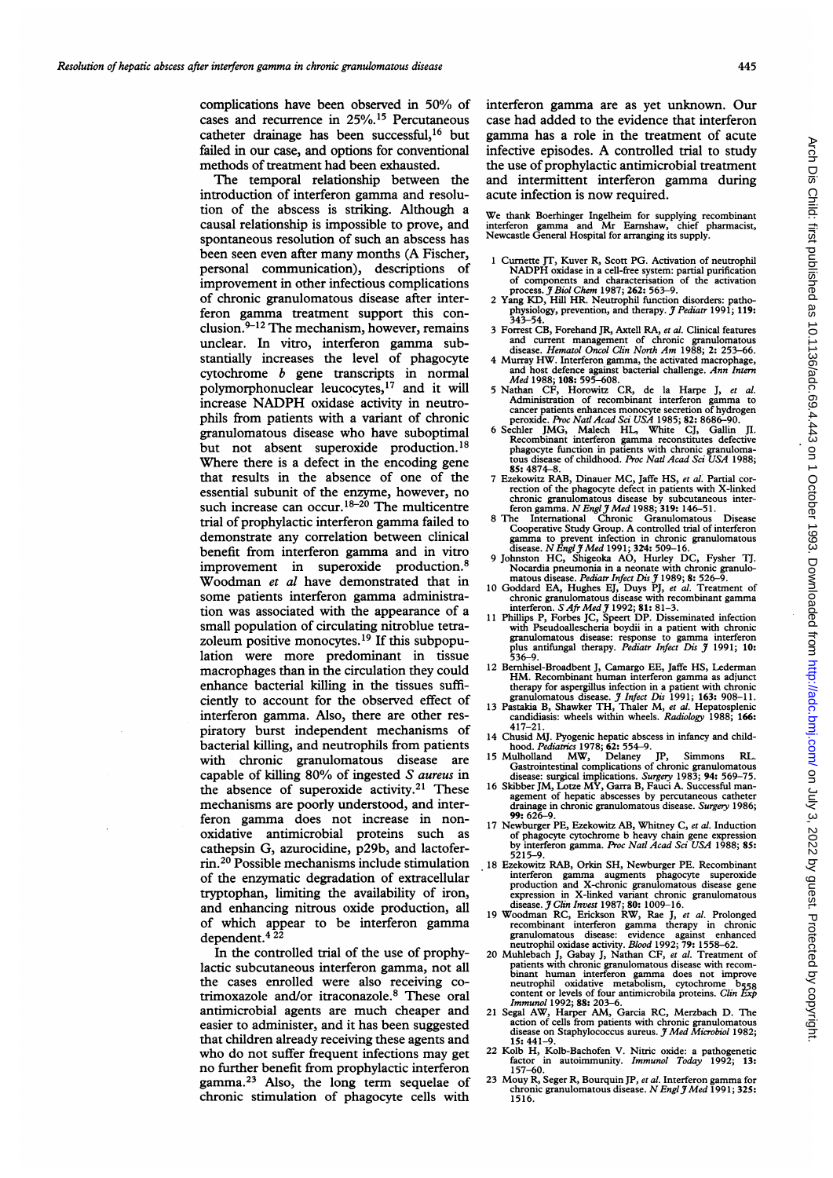complications have been observed in 50% of cases and recurrence in 25%.[15] Percutaneous catheter drainage has been successful,[16] but failed in our case, and options for conventional methods of treatment had been exhausted.

The temporal relationship between the introduction of interferon gamma and resolution of the abscess is striking. Although a causal relationship is impossible to prove, and spontaneous resolution of such an abscess has been seen even after many months (A Fischer, personal communication), descriptions of improvement in other infectious complications of chronic granulomatous disease after interferon gamma treatment support this conclusion.[9-12] The mechanism, however, remains unclear. In vitro, interferon gamma substantially increases the level of phagocyte cytochrome *b* gene transcripts in normal polymorphonuclear leucocytes,[17] and it will increase NADPH oxidase activity in neutrophils from patients with a variant of chronic granulomatous disease who have suboptimal but not absent superoxide production.[18] Where there is a defect in the encoding gene that results in the absence of one of the essential subunit of the enzyme, however, no such increase can occur.[18-20] The multicentre trial of prophylactic interferon gamma failed to demonstrate any correlation between clinical benefit from interferon gamma and in vitro improvement in superoxide production.[8] Woodman *et al* have demonstrated that in some patients interferon gamma administration was associated with the appearance of a small population of circulating nitroblue tetrazoleum positive monocytes.[19] If this subpopulation were more predominant in tissue macrophages than in the circulation they could enhance bacterial killing in the tissues sufficiently to account for the observed effect of interferon gamma. Also, there are other respiratory burst independent mechanisms of bacterial killing, and neutrophils from patients with chronic granulomatous disease are capable of killing 80% of ingested *S aureus* in the absence of superoxide activity.[21] These mechanisms are poorly understood, and interferon gamma does not increase in nonoxidative antimicrobial proteins such as cathepsin G, azurocidine, p29b, and lactoferrin.[20] Possible mechanisms include stimulation of the enzymatic degradation of extracellular tryptophan, limiting the availability of iron, and enhancing nitrous oxide production, all of which appear to be interferon gamma dependent.[4 22]

In the controlled trial of the use of prophylactic subcutaneous interferon gamma, not all the cases enrolled were also receiving co-trimoxazole and/or itraconazole.[8] These oral antimicrobial agents are much cheaper and easier to administer, and it has been suggested that children already receiving these agents and who do not suffer frequent infections may get no further benefit from prophylactic interferon gamma.[23] Also, the long term sequelae of chronic stimulation of phagocyte cells with interferon gamma are as yet unknown. Our case had added to the evidence that interferon gamma has a role in the treatment of acute infective episodes. A controlled trial to study the use of prophylactic antimicrobial treatment and intermittent interferon gamma during acute infection is now required.

We thank Boerhinger Ingelheim for supplying recombinant interferon gamma and Mr Earnshaw, chief pharmacist, Newcastle General Hospital for arranging its supply.

1. Curnette JT, Kuver R, Scott PG. Activation of neutrophil NADPH oxidase in a cell-free system: partial purification of components and characterisation of the activation process. *J Biol Chem* 1987; **262:** 563–9.
2. Yang KD, Hill HR. Neutrophil function disorders: pathophysiology, prevention, and therapy. *J Pediatr* 1991; **119:** 343–54.
3. Forrest CB, Forehand JR, Axtell RA, *et al.* Clinical features and current management of chronic granulomatous disease. *Hematol Oncol Clin North Am* 1988; **2:** 253–66.
4. Murray HW. Interferon gamma, the activated macrophage, and host defence against bacterial challenge. *Ann Intern Med* 1988; **108:** 595–608.
5. Nathan CF, Horowitz CR, de la Harpe J, *et al.* Administration of recombinant interferon gamma to cancer patients enhances monocyte secretion of hydrogen peroxide. *Proc Natl Acad Sci USA* 1985; **82:** 8686–90.
6. Sechler JMG, Malech HL, White CJ, Gallin JI. Recombinant interferon gamma reconstitutes defective phagocyte function in patients with chronic granulomatous disease of childhood. *Proc Natl Acad Sci USA* 1988; **85:** 4874–8.
7. Ezekowitz RAB, Dinauer MC, Jaffe HS, *et al.* Partial correction of the phagocyte defect in patients with X-linked chronic granulomatous disease by subcutaneous interferon gamma. *N Engl J Med* 1988; **319:** 146–51.
8. The International Chronic Granulomatous Disease Cooperative Study Group. A controlled trial of interferon gamma to prevent infection in chronic granulomatous disease. *N Engl J Med* 1991; **324:** 509–16.
9. Johnston HC, Shigeoka AO, Hurley DC, Fysher TJ. Nocardia pneumonia in a neonate with chronic granulomatous disease. *Pediatr Infect Dis J* 1989; **8:** 526–9.
10. Goddard EA, Hughes EJ, Duys PJ, *et al.* Treatment of chronic granulomatous disease with recombinant gamma interferon. *S Afr Med J* 1992; **81:** 81–3.
11. Phillips P, Forbes JC, Speert DP. Disseminated infection with Pseudoallescheria boydii in a patient with chronic granulomatous disease: response to gamma interferon plus antifungal therapy. *Pediatr Infect Dis J* 1991; **10:** 536–9.
12. Bernhisel-Broadbent J, Camargo EE, Jaffe HS, Lederman HM. Recombinant human interferon gamma as adjunct therapy for aspergillus infection in a patient with chronic granulomatous disease. *J Infect Dis* 1991; **163:** 908–11.
13. Pastakia B, Shawker TH, Thaler M, *et al.* Hepatosplenic candidiasis: wheels within wheels. *Radiology* 1988; **166:** 417–21.
14. Chusid MJ. Pyogenic hepatic abscess in infancy and childhood. *Pediatrics* 1978; **62:** 554–9.
15. Mulholland MW, Delaney JP, Simmons RL. Gastrointestinal complications of chronic granulomatous disease: surgical implications. *Surgery* 1983; **94:** 569–75.
16. Skibber JM, Lotze MY, Garra B, Fauci A. Successful management of hepatic abscesses by percutaneous catheter drainage in chronic granulomatous disease. *Surgery* 1986; **99:** 626–9.
17. Newburger PE, Ezekowitz AB, Whitney C, *et al.* Induction of phagocyte cytochrome b heavy chain gene expression by interferon gamma. *Proc Natl Acad Sci USA* 1988; **85:** 5215–9.
18. Ezekowitz RAB, Orkin SH, Newburger PE. Recombinant interferon gamma augments phagocyte superoxide production and X-chronic granulomatous disease gene expression in X-linked variant chronic granulomatous disease. *J Clin Invest* 1987; **80:** 1009–16.
19. Woodman RC, Erickson RW, Rae J, *et al.* Prolonged recombinant interferon gamma therapy in chronic granulomatous disease: evidence against enhanced neutrophil oxidase activity. *Blood* 1992; **79:** 1558–62.
20. Muhlebach J, Gabay J, Nathan CF, *et al.* Treatment of patients with chronic granulomatous disease with recombinant human interferon gamma does not improve neutrophil oxidative metabolism, cytochrome $b_{558}$ content or levels of four antimicrobila proteins. *Clin Exp Immunol* 1992; **88:** 203–6.
21. Segal AW, Harper AM, Garcia RC, Merzbach D. The action of cells from patients with chronic granulomatous disease on Staphylococcus aureus. *J Med Microbiol* 1982; **15:** 441–9.
22. Kolb H, Kolb-Bachofen V. Nitric oxide: a pathogenetic factor in autoimmunity. *Immunol Today* 1992; **13:** 157–60.
23. Mouy R, Seger R, Bourquin JP, *et al.* Interferon gamma for chronic granulomatous disease. *N Engl J Med* 1991; **325:** 1516.